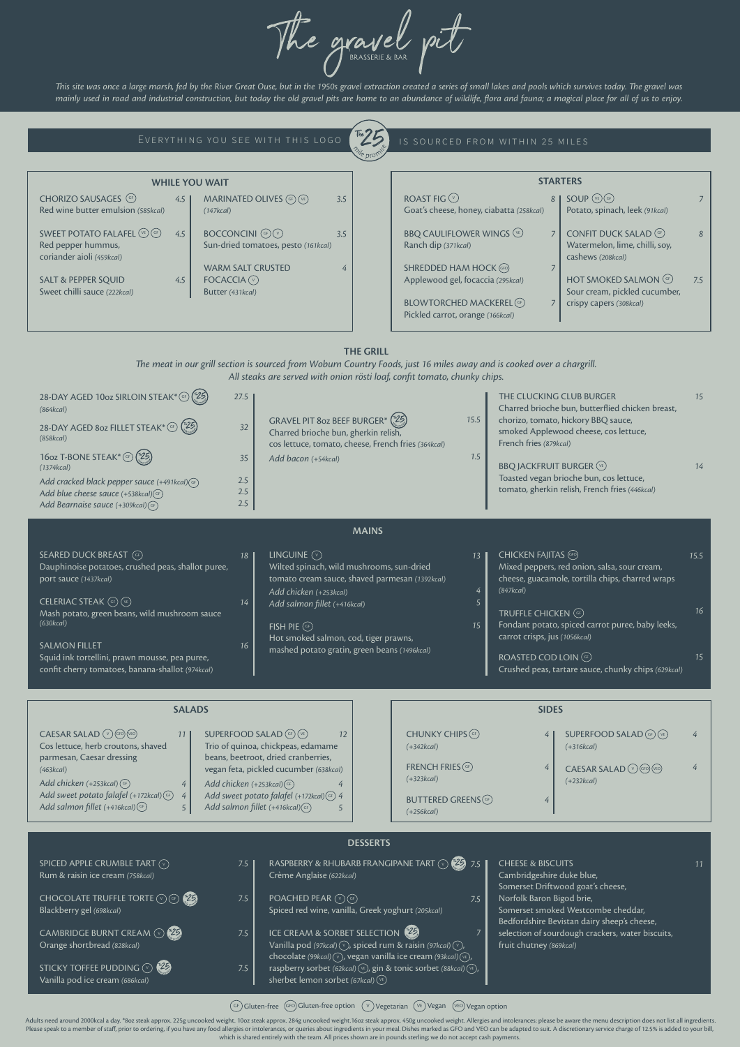# The gravel pit

BRASSERIE & BAR

*This site was once a large marsh, fed by the River Great Ouse, but in the 1950s gravel extraction created a series of small lakes and pools which survives today. The gravel was mainly used in road and industrial construction, but today the old gravel pits are home to an abundance of wildlife, flora and fauna; a magical place for all of us to enjoy.*

EVERYTHING YOU SEE WITH THIS LOGO (The 25 mile promise) IS SOURCED FROM WITHIN 25 MILES

## WHILE YOU WAIT

**CHORIZO SAUSAGES** (GF) — 4.5
Red wine butter emulsion *(585kcal)*

**SWEET POTATO FALAFEL** (VE) (GF) — 4.5
Red pepper hummus, coriander aioli *(459kcal)*

**SALT & PEPPER SQUID** — 4.5
Sweet chilli sauce *(222kcal)*

**MARINATED OLIVES** (GF) (VE) — 3.5
*(147kcal)*

**BOCCONCINI** (GF) (V) — 3.5
Sun-dried tomatoes, pesto *(161kcal)*

**WARM SALT CRUSTED FOCACCIA** (V) — 4
Butter *(431kcal)*

## STARTERS

**ROAST FIG** (V) — 8
Goat's cheese, honey, ciabatta *(258kcal)*

**BBQ CAULIFLOWER WINGS** (VE) — 7
Ranch dip *(371kcal)*

**SHREDDED HAM HOCK** (GFO) — 7
Applewood gel, focaccia *(295kcal)*

**BLOWTORCHED MACKEREL** (GF) — 7
Pickled carrot, orange *(166kcal)*

**SOUP** (VE) (GF) — 7
Potato, spinach, leek *(91kcal)*

**CONFIT DUCK SALAD** (GF) — 8
Watermelon, lime, chilli, soy, cashews *(208kcal)*

**HOT SMOKED SALMON** (GF) — 7.5
Sour cream, pickled cucumber, crispy capers *(308kcal)*

## THE GRILL

*The meat in our grill section is sourced from Woburn Country Foods, just 16 miles away and is cooked over a chargrill. All steaks are served with onion rösti loaf, confit tomato, chunky chips.*

**28-DAY AGED 10oz SIRLOIN STEAK*** (GF) (25) — 27.5
*(864kcal)*

**28-DAY AGED 8oz FILLET STEAK*** (GF) (25) — 32
*(858kcal)*

**16oz T-BONE STEAK*** (GF) (25) — 35
*(1374kcal)*

*Add cracked black pepper sauce (+491kcal)* (GF) — 2.5
*Add blue cheese sauce (+538kcal)* (GF) — 2.5
*Add Bearnaise sauce (+309kcal)* (GF) — 2.5

**GRAVEL PIT 8oz BEEF BURGER*** (25) — 15.5
Charred brioche bun, gherkin relish, cos lettuce, tomato, cheese, French fries *(364kcal)*
*Add bacon (+54kcal)* — 1.5

**THE CLUCKING CLUB BURGER** — 15
Charred brioche bun, butterflied chicken breast, chorizo, tomato, hickory BBQ sauce, smoked Applewood cheese, cos lettuce, French fries *(879kcal)*

**BBQ JACKFRUIT BURGER** (VE) — 14
Toasted vegan brioche bun, cos lettuce, tomato, gherkin relish, French fries *(446kcal)*

## MAINS

**SEARED DUCK BREAST** (GF) — 18
Dauphinoise potatoes, crushed peas, shallot puree, port sauce *(1437kcal)*

**CELERIAC STEAK** (GF) (VE) — 14
Mash potato, green beans, wild mushroom sauce *(630kcal)*

**SALMON FILLET** — 16
Squid ink tortellini, prawn mousse, pea puree, confit cherry tomatoes, banana-shallot *(974kcal)*

**LINGUINE** (V) — 13
Wilted spinach, wild mushrooms, sun-dried tomato cream sauce, shaved parmesan *(1392kcal)*
*Add chicken (+253kcal)* — 4
*Add salmon fillet (+416kcal)* — 5

**FISH PIE** (GF) — 15
Hot smoked salmon, cod, tiger prawns, mashed potato gratin, green beans *(1496kcal)*

**CHICKEN FAJITAS** (GFO) — 15.5
Mixed peppers, red onion, salsa, sour cream, cheese, guacamole, tortilla chips, charred wraps *(847kcal)*

**TRUFFLE CHICKEN** (GF) — 16
Fondant potato, spiced carrot puree, baby leeks, carrot crisps, jus *(1056kcal)*

**ROASTED COD LOIN** (GF) — 15
Crushed peas, tartare sauce, chunky chips *(629kcal)*

## SALADS

**CAESAR SALAD** (V) (GFO) (VEO) — 11
Cos lettuce, herb croutons, shaved parmesan, Caesar dressing *(463kcal)*
*Add chicken (+253kcal)* (GF) — 4
*Add sweet potato falafel (+172kcal)* (GF) — 4
*Add salmon fillet (+416kcal)* (GF) — 5

**SUPERFOOD SALAD** (GF) (VE) — 12
Trio of quinoa, chickpeas, edamame beans, beetroot, dried cranberries, vegan feta, pickled cucumber *(638kcal)*
*Add chicken (+253kcal)* (GF) — 4
*Add sweet potato falafel (+172kcal)* (GF) — 4
*Add salmon fillet (+416kcal)* (GF) — 5

## SIDES

**CHUNKY CHIPS** (GF) — 4
*(+342kcal)*

**FRENCH FRIES** (GF) — 4
*(+323kcal)*

**BUTTERED GREENS** (GF) — 4
*(+256kcal)*

**SUPERFOOD SALAD** (GF) (VE) — 4
*(+316kcal)*

**CAESAR SALAD** (V) (GFO) (VEO) — 4
*(+232kcal)*

## DESSERTS

**SPICED APPLE CRUMBLE TART** (V) — 7.5
Rum & raisin ice cream *(758kcal)*

**CHOCOLATE TRUFFLE TORTE** (V) (GF) (25) — 7.5
Blackberry gel *(698kcal)*

**CAMBRIDGE BURNT CREAM** (V) (25) — 7.5
Orange shortbread *(828kcal)*

**STICKY TOFFEE PUDDING** (V) (25) — 7.5
Vanilla pod ice cream *(686kcal)*

**RASPBERRY & RHUBARB FRANGIPANE TART** (V) (25) — 7.5
Crème Anglaise *(622kcal)*

**POACHED PEAR** (V) (GF) — 7.5
Spiced red wine, vanilla, Greek yoghurt *(205kcal)*

**ICE CREAM & SORBET SELECTION** (25) — 7
Vanilla pod *(97kcal)* (V), spiced rum & raisin *(97kcal)* (V), chocolate *(99kcal)* (V), vegan vanilla ice cream *(93kcal)* (VE), raspberry sorbet *(62kcal)* (VE), gin & tonic sorbet *(88kcal)* (VE), sherbet lemon sorbet *(67kcal)* (VE)

**CHEESE & BISCUITS** — 11
Cambridgeshire duke blue, Somerset Driftwood goat's cheese, Norfolk Baron Bigod brie, Somerset smoked Westcombe cheddar, Bedfordshire Bevistan dairy sheep's cheese, selection of sourdough crackers, water biscuits, fruit chutney *(869kcal)*

(GF) Gluten-free (GFO) Gluten-free option (V) Vegetarian (VE) Vegan (VEO) Vegan option

Adults need around 2000kcal a day. *8oz steak approx. 225g uncooked weight. 10oz steak approx. 284g uncooked weight. 16oz steak approx. 450g uncooked weight. Allergies and intolerances: please be aware the menu description does not list all ingredients. Please speak to a member of staff, prior to ordering, if you have any food allergies or intolerances, or queries about ingredients in your meal. Dishes marked as GFO and VEO can be adapted to suit. A discretionary service charge of 12.5% is added to your bill, which is shared entirely with the team. All prices shown are in pounds sterling; we do not accept cash payments.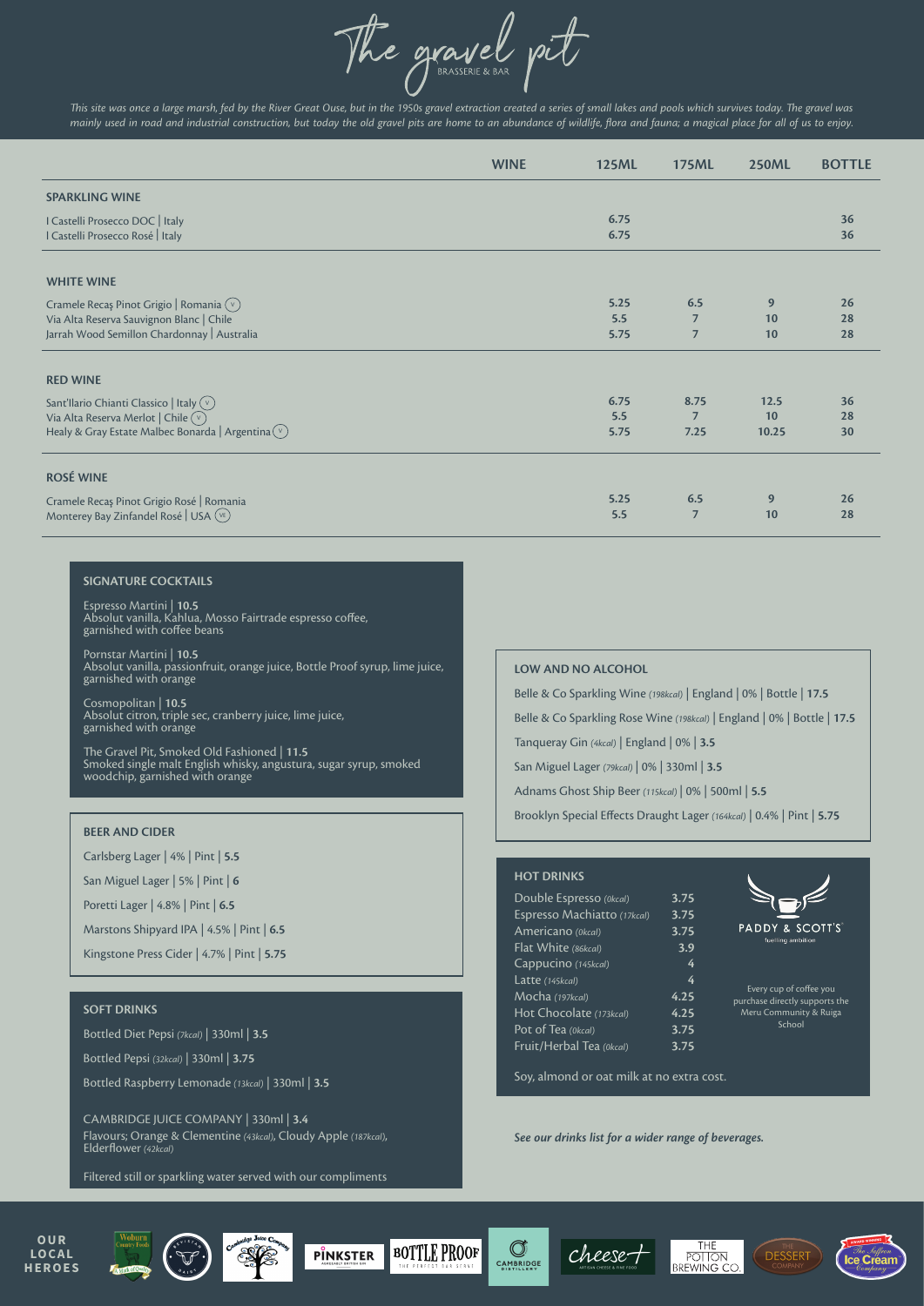# The gravel pit

BRASSERIE & BAR

*This site was once a large marsh, fed by the River Great Ouse, but in the 1950s gravel extraction created a series of small lakes and pools which survives today. The gravel was mainly used in road and industrial construction, but today the old gravel pits are home to an abundance of wildlife, flora and fauna; a magical place for all of us to enjoy.*

| WINE | 125ML | 175ML | 250ML | BOTTLE |
|---|---|---|---|---|
| **SPARKLING WINE** | | | | |
| I Castelli Prosecco DOC \| Italy | 6.75 | | | 36 |
| I Castelli Prosecco Rosé \| Italy | 6.75 | | | 36 |
| **WHITE WINE** | | | | |
| Cramele Recaş Pinot Grigio \| Romania (V) | 5.25 | 6.5 | 9 | 26 |
| Via Alta Reserva Sauvignon Blanc \| Chile | 5.5 | 7 | 10 | 28 |
| Jarrah Wood Semillon Chardonnay \| Australia | 5.75 | 7 | 10 | 28 |
| **RED WINE** | | | | |
| Sant'Ilario Chianti Classico \| Italy (V) | 6.75 | 8.75 | 12.5 | 36 |
| Via Alta Reserva Merlot \| Chile (V) | 5.5 | 7 | 10 | 28 |
| Healy & Gray Estate Malbec Bonarda \| Argentina (V) | 5.75 | 7.25 | 10.25 | 30 |
| **ROSÉ WINE** | | | | |
| Cramele Recaş Pinot Grigio Rosé \| Romania | 5.25 | 6.5 | 9 | 26 |
| Monterey Bay Zinfandel Rosé \| USA (VE) | 5.5 | 7 | 10 | 28 |

## SIGNATURE COCKTAILS

Espresso Martini | **10.5**
Absolut vanilla, Kahlua, Mosso Fairtrade espresso coffee, garnished with coffee beans

Pornstar Martini | **10.5**
Absolut vanilla, passionfruit, orange juice, Bottle Proof syrup, lime juice, garnished with orange

Cosmopolitan | **10.5**
Absolut citron, triple sec, cranberry juice, lime juice, garnished with orange

The Gravel Pit, Smoked Old Fashioned | **11.5**
Smoked single malt English whisky, angustura, sugar syrup, smoked woodchip, garnished with orange

## BEER AND CIDER

Carlsberg Lager | 4% | Pint | **5.5**

San Miguel Lager | 5% | Pint | **6**

Poretti Lager | 4.8% | Pint | **6.5**

Marstons Shipyard IPA | 4.5% | Pint | **6.5**

Kingstone Press Cider | 4.7% | Pint | **5.75**

## SOFT DRINKS

Bottled Diet Pepsi *(7kcal)* | 330ml | **3.5**

Bottled Pepsi *(32kcal)* | 330ml | **3.75**

Bottled Raspberry Lemonade *(13kcal)* | 330ml | **3.5**

CAMBRIDGE JUICE COMPANY | 330ml | **3.4**
Flavours; Orange & Clementine *(43kcal)*, Cloudy Apple *(187kcal)*, Elderflower *(42kcal)*

Filtered still or sparkling water served with our compliments

## LOW AND NO ALCOHOL

Belle & Co Sparkling Wine *(198kcal)* | England | 0% | Bottle | **17.5**

Belle & Co Sparkling Rose Wine *(198kcal)* | England | 0% | Bottle | **17.5**

Tanqueray Gin *(4kcal)* | England | 0% | **3.5**

San Miguel Lager *(79kcal)* | 0% | 330ml | **3.5**

Adnams Ghost Ship Beer *(115kcal)* | 0% | 500ml | **5.5**

Brooklyn Special Effects Draught Lager *(164kcal)* | 0.4% | Pint | **5.75**

## HOT DRINKS

| | |
|---|---|
| Double Espresso *(0kcal)* | 3.75 |
| Espresso Machiatto *(17kcal)* | 3.75 |
| Americano *(0kcal)* | 3.75 |
| Flat White *(86kcal)* | 3.9 |
| Cappucino *(145kcal)* | 4 |
| Latte *(145kcal)* | 4 |
| Mocha *(197kcal)* | 4.25 |
| Hot Chocolate *(173kcal)* | 4.25 |
| Pot of Tea *(0kcal)* | 3.75 |
| Fruit/Herbal Tea *(0kcal)* | 3.75 |

PADDY & SCOTT'S
fuelling ambition

Every cup of coffee you purchase directly supports the Meru Community & Ruiga School

Soy, almond or oat milk at no extra cost.

***See our drinks list for a wider range of beverages.***

**OUR LOCAL HEROES**